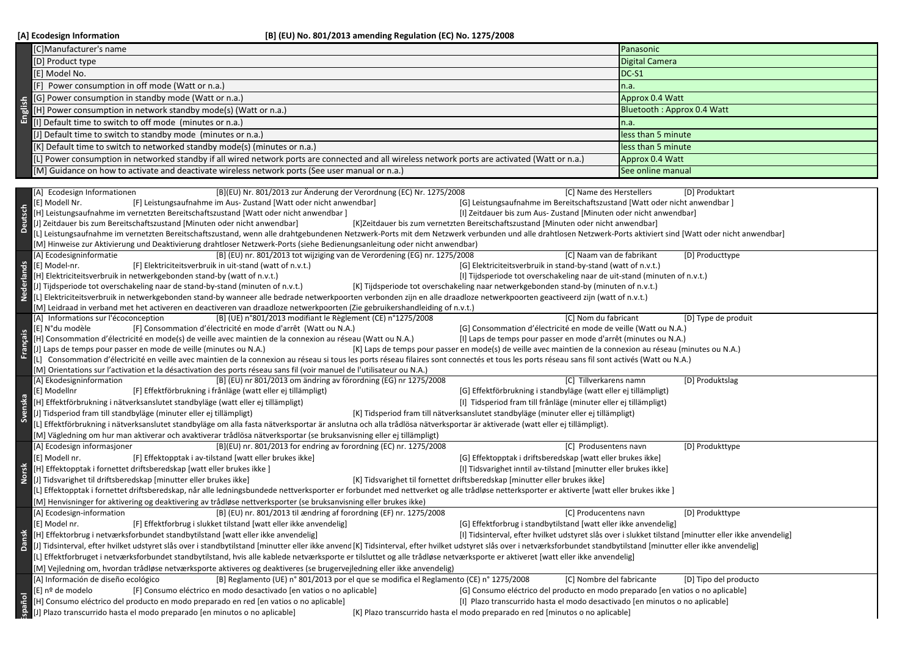**[A] Ecodesign Information** **[B] (EU) No. 801/2013 amending Regulation (EC) No. 1275/2008**

| English | | |
|---|---|---|
| | [C]Manufacturer's name | Panasonic |
| | [D] Product type | Digital Camera |
| | [E] Model No. | DC-S1 |
| | [F] Power consumption in off mode (Watt or n.a.) | n.a. |
| | [G] Power consumption in standby mode (Watt or n.a.) | Approx 0.4 Watt |
| | [H] Power consumption in network standby mode(s) (Watt or n.a.) | Bluetooth : Approx 0.4 Watt |
| | [I] Default time to switch to off mode (minutes or n.a.) | n.a. |
| | [J] Default time to switch to standby mode (minutes or n.a.) | less than 5 minute |
| | [K] Default time to switch to networked standby mode(s) (minutes or n.a.) | less than 5 minute |
| | [L] Power consumption in networked standby if all wired network ports are connected and all wireless network ports are activated (Watt or n.a.) | Approx 0.4 Watt |
| | [M] Guidance on how to activate and deactivate wireless network ports (See user manual or n.a.) | See online manual |

**Deutsch**

[A] Ecodesign Informationen [B](EU) Nr. 801/2013 zur Änderung der Verordnung (EC) Nr. 1275/2008 [C] Name des Herstellers [D] Produktart
[E] Modell Nr. [F] Leistungsaufnahme im Aus- Zustand [Watt oder nicht anwendbar] [G] Leistungsaufnahme im Bereitschaftszustand [Watt oder nicht anwendbar ]
[H] Leistungsaufnahme im vernetzten Bereitschaftszustand [Watt oder nicht anwendbar ] [I] Zeitdauer bis zum Aus- Zustand [Minuten oder nicht anwendbar]
[J] Zeitdauer bis zum Bereitschaftszustand [Minuten oder nicht anwendbar] [K]Zeitdauer bis zum vernetzten Bereitschaftszustand [Minuten oder nicht anwendbar]
[L] Leistungsaufnahme im vernetzten Bereitschaftszustand, wenn alle drahtgebundenen Netzwerk-Ports mit dem Netzwerk verbunden und alle drahtlosen Netzwerk-Ports aktiviert sind [Watt oder nicht anwendbar]
[M] Hinweise zur Aktivierung und Deaktivierung drahtloser Netzwerk-Ports (siehe Bedienungsanleitung oder nicht anwendbar)

**Nederlands**

[A] Ecodesigninformatie [B] (EU) nr. 801/2013 tot wijziging van de Verordening (EG) nr. 1275/2008 [C] Naam van de fabrikant [D] Producttype
[E] Model-nr. [F] Elektriciteitsverbruik in uit-stand (watt of n.v.t.) [G] Elektriciteitsverbruik in stand-by-stand (watt of n.v.t.)
[H] Elektriciteitsverbruik in netwerkgebonden stand-by (watt of n.v.t.) [I] Tijdsperiode tot overschakeling naar de uit-stand (minuten of n.v.t.)
[J] Tijdsperiode tot overschakeling naar de stand-by-stand (minuten of n.v.t.) [K] Tijdsperiode tot overschakeling naar netwerkgebonden stand-by (minuten of n.v.t.)
[L] Elektriciteitsverbruik in netwerkgebonden stand-by wanneer alle bedrade netwerkpoorten verbonden zijn en alle draadloze netwerkpoorten geactiveerd zijn (watt of n.v.t.)
[M] Leidraad in verband met het activeren en deactiveren van draadloze netwerkpoorten (Zie gebruikershandleiding of n.v.t.)

**Français**

[A] Informations sur l'écoconception [B] (UE) n°801/2013 modifiant le Règlement (CE) n°1275/2008 [C] Nom du fabricant [D] Type de produit
[E] N°du modèle [F] Consommation d'électricité en mode d'arrêt (Watt ou N.A.) [G] Consommation d'électricité en mode de veille (Watt ou N.A.)
[H] Consommation d'électricité en mode(s) de veille avec maintien de la connexion au réseau (Watt ou N.A.) [I] Laps de temps pour passer en mode d'arrêt (minutes ou N.A.)
[J] Laps de temps pour passer en mode de veille (minutes ou N.A.) [K] Laps de temps pour passer en mode(s) de veille avec maintien de la connexion au réseau (minutes ou N.A.)
[L] Consommation d'électricité en veille avec maintien de la connexion au réseau si tous les ports réseau filaires sont connectés et tous les ports réseau sans fil sont activés (Watt ou N.A.)
[M] Orientations sur l'activation et la désactivation des ports réseau sans fil (voir manuel de l'utilisateur ou N.A.)

**Svenska**

[A] Ekodesigninformation [B] (EU) nr 801/2013 om ändring av förordning (EG) nr 1275/2008 [C] Tillverkarens namn [D] Produktslag
[E] Modellnr [F] Effektförbrukning i frånläge (watt eller ej tillämpligt) [G] Effektförbrukning i standbyläge (watt eller ej tillämpligt)
[H] Effektförbrukning i nätverksanslutet standbyläge (watt eller ej tillämpligt) [I] Tidsperiod fram till frånläge (minuter eller ej tillämpligt)
[J] Tidsperiod fram till standbyläge (minuter eller ej tillämpligt) [K] Tidsperiod fram till nätverksanslutet standbyläge (minuter eller ej tillämpligt)
[L] Effektförbrukning i nätverksanslutet standbyläge om alla fasta nätverksportar är anslutna och alla trådlösa nätverksportar är aktiverade (watt eller ej tillämpligt).
[M] Vägledning om hur man aktiverar och avaktiverar trådlösa nätverksportar (se bruksanvisning eller ej tillämpligt)

**Norsk**

[A] Ecodesign informasjoner [B](EU) nr. 801/2013 for endring av forordning (EC) nr. 1275/2008 [C] Produsentens navn [D] Produkttype
[E] Modell nr. [F] Effektopptak i av-tilstand [watt eller brukes ikke] [G] Effektopptak i driftsberedskap [watt eller brukes ikke]
[H] Effektopptak i fornettet driftsberedskap [watt eller brukes ikke ] [I] Tidsvarighet inntil av-tilstand [minutter eller brukes ikke]
[J] Tidsvarighet til driftsberedskap [minutter eller brukes ikke] [K] Tidsvarighet til fornettet driftsberedskap [minutter eller brukes ikke]
[L] Effektopptak i fornettet driftsberedskap, når alle ledningsbundede nettverksporter er forbundet med nettverket og alle trådløse netterksporter er aktiverte [watt eller brukes ikke ]
[M] Henvisninger for aktivering og deaktivering av trådløse nettverksporter (se bruksanvisning eller brukes ikke)

**Dansk**

[A] Ecodesign-information [B] (EU) nr. 801/2013 til ændring af forordning (EF) nr. 1275/2008 [C] Producentens navn [D] Produkttype
[E] Model nr. [F] Effektforbrug i slukket tilstand [watt eller ikke anvendelig] [G] Effektforbrug i standbytilstand [watt eller ikke anvendelig]
[H] Effektforbrug i netværksforbundet standbytilstand [watt eller ikke anvendelig] [I] Tidsinterval, efter hvilket udstyret slås over i slukket tilstand [minutter eller ikke anvendelig]
[J] Tidsinterval, efter hvilket udstyret slås over i standbytilstand [minutter eller ikke anvend [K] Tidsinterval, efter hvilket udstyret slås over i netværksforbundet standbytilstand [minutter eller ikke anvendelig]
[L] Effektforbruget i netværksforbundet standbytilstand, hvis alle kablede netværksporte er tilsluttet og alle trådløse netværksporte er aktiveret [watt eller ikke anvendelig]
[M] Vejledning om, hvordan trådløse netværksporte aktiveres og deaktiveres (se brugervejledning eller ikke anvendelig)

**Español**

[A] Información de diseño ecológico [B] Reglamento (UE) n° 801/2013 por el que se modifica el Reglamento (CE) n° 1275/2008 [C] Nombre del fabricante [D] Tipo del producto
[E] nº de modelo [F] Consumo eléctrico en modo desactivado [en vatios o no aplicable] [G] Consumo eléctrico del producto en modo preparado [en vatios o no aplicable]
[H] Consumo eléctrico del producto en modo preparado en red [en vatios o no aplicable] [I] Plazo transcurrido hasta el modo desactivado [en minutos o no aplicable]
[J] Plazo transcurrido hasta el modo preparado [en minutos o no aplicable] [K] Plazo transcurrido hasta el modo preparado en red [minutos o no aplicable]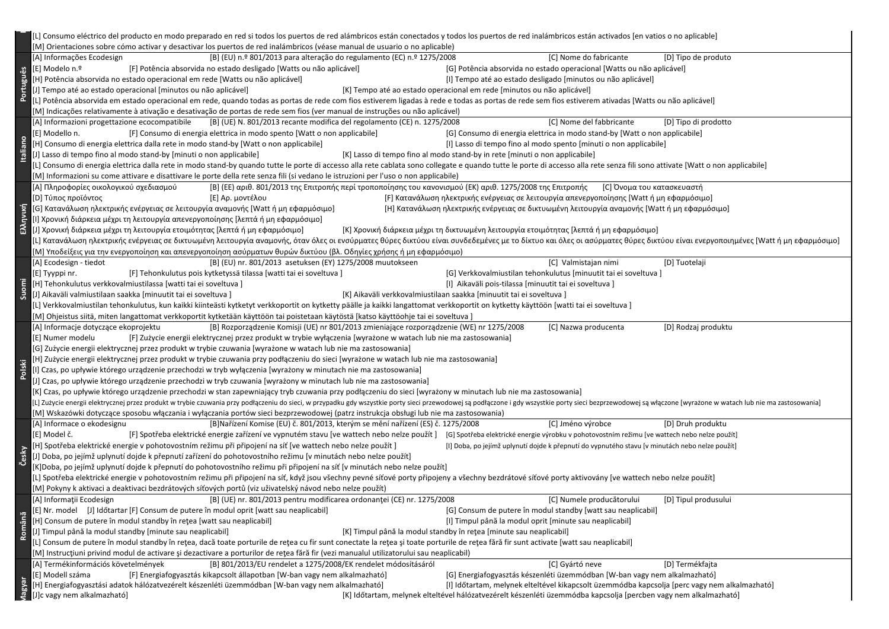[L] Consumo eléctrico del producto en modo preparado en red si todos los puertos de red alámbricos están conectados y todos los puertos de red inalámbricos están activados [en vatios o no aplicable]
[M] Orientaciones sobre cómo activar y desactivar los puertos de red inalámbricos (véase manual de usuario o no aplicable)

**Português**

[A] Informações Ecodesign [B] (EU) n.º 801/2013 para alteração do regulamento (EC) n.º 1275/2008 [C] Nome do fabricante [D] Tipo de produto
[E] Modelo n.º [F] Potência absorvida no estado desligado [Watts ou não aplicável] [G] Potência absorvida no estado operacional [Watts ou não aplicável]
[H] Potência absorvida no estado operacional em rede [Watts ou não aplicável] [I] Tempo até ao estado desligado [minutos ou não aplicável]
[J] Tempo até ao estado operacional [minutos ou não aplicável] [K] Tempo até ao estado operacional em rede [minutos ou não aplicável]
[L] Potência absorvida em estado operacional em rede, quando todas as portas de rede com fios estiverem ligadas à rede e todas as portas de rede sem fios estiverem ativadas [Watts ou não aplicável]
[M] Indicações relativamente à ativação e desativação de portas de rede sem fios (ver manual de instruções ou não aplicável)

**Italiano**

[A] Informazioni progettazione ecocompatibile [B] (UE) N. 801/2013 recante modifica del regolamento (CE) n. 1275/2008 [C] Nome del fabbricante [D] Tipo di prodotto
[E] Modello n. [F] Consumo di energia elettrica in modo spento [Watt o non applicabile] [G] Consumo di energia elettrica in modo stand-by [Watt o non applicabile]
[H] Consumo di energia elettrica dalla rete in modo stand-by [Watt o non applicabile] [I] Lasso di tempo fino al modo spento [minuti o non applicabile]
[J] Lasso di tempo fino al modo stand-by [minuti o non applicabile] [K] Lasso di tempo fino al modo stand-by in rete [minuti o non applicabile]
[L] Consumo di energia elettrica dalla rete in modo stand-by quando tutte le porte di accesso alla rete cablata sono collegate e quando tutte le porte di accesso alla rete senza fili sono attivate [Watt o non applicabile]
[M] Informazioni su come attivare e disattivare le porte della rete senza fili (si vedano le istruzioni per l'uso o non applicabile)

**Ελληνική**

[A] Πληροφορίες οικολογικού σχεδιασμού [B] (ΕΕ) αριθ. 801/2013 της Επιτροπής περί τροποποίησης του κανονισμού (ΕΚ) αριθ. 1275/2008 της Επιτροπής [C] Όνομα του κατασκευαστή
[D] Τύπος προϊόντος [E] Αρ. μοντέλου [F] Κατανάλωση ηλεκτρικής ενέργειας σε λειτουργία απενεργοποίησης [Watt ή μη εφαρμόσιμο]
[G] Κατανάλωση ηλεκτρικής ενέργειας σε λειτουργία αναμονής [Watt ή μη εφαρμόσιμο] [H] Κατανάλωση ηλεκτρικής ενέργειας σε δικτυωμένη λειτουργία αναμονής [Watt ή μη εφαρμόσιμο]
[I] Χρονική διάρκεια μέχρι τη λειτουργία απενεργοποίησης [λεπτά ή μη εφαρμόσιμο]
[J] Χρονική διάρκεια μέχρι τη λειτουργία ετοιμότητας [λεπτά ή μη εφαρμόσιμο] [K] Χρονική διάρκεια μέχρι τη δικτυωμένη λειτουργία ετοιμότητας [λεπτά ή μη εφαρμόσιμο]
[L] Κατανάλωση ηλεκτρικής ενέργειας σε δικτυωμένη λειτουργία αναμονής, όταν όλες οι ενσύρματες θύρες δικτύου είναι συνδεδεμένες με το δίκτυο και όλες οι ασύρματες θύρες δικτύου είναι ενεργοποιημένες [Watt ή μη εφαρμόσιμο]
[M] Υποδείξεις για την ενεργοποίηση και απενεργοποίηση ασύρματων θυρών δικτύου (βλ. Οδηγίες χρήσης ή μη εφαρμόσιμο)

**Suomi**

[A] Ecodesign - tiedot [B] (EU) nr. 801/2013 asetuksen (EY) 1275/2008 muutokseen [C] Valmistajan nimi [D] Tuotelaji
[E] Tyyppi nr. [F] Tehonkulutus pois kytketyssä tilassa [watti tai ei soveltuva ] [G] Verkkovalmiustilan tehonkulutus [minuutit tai ei soveltuva ]
[H] Tehonkulutus verkkovalmiustilassa [watti tai ei soveltuva ] [I] Aikaväli pois-tilassa [minuutit tai ei soveltuva ]
[J] Aikaväli valmiustilaan saakka [minuutit tai ei soveltuva ] [K] Aikaväli verkkovalmiustilaan saakka [minuutit tai ei soveltuva ]
[L] Verkkovalmiustilan tehonkulutus, kun kaikki kiinteästi kytketyt verkkoportit on kytketty päälle ja kaikki langattomat verkkoportit on kytketty käyttöön [watti tai ei soveltuva ]
[M] Ohjeistus siitä, miten langattomat verkkoportit kytketään käyttöön tai poistetaan käytöstä [katso käyttöohje tai ei soveltuva ]

**Polski**

[A] Informacje dotyczące ekoprojektu [B] Rozporządzenie Komisji (UE) nr 801/2013 zmieniające rozporządzenie (WE) nr 1275/2008 [C] Nazwa producenta [D] Rodzaj produktu
[E] Numer modelu [F] Zużycie energii elektrycznej przez produkt w trybie wyłączenia [wyrażone w watach lub nie ma zastosowania]
[G] Zużycie energii elektrycznej przez produkt w trybie czuwania [wyrażone w watach lub nie ma zastosowania]
[H] Zużycie energii elektrycznej przez produkt w trybie czuwania przy podłączeniu do sieci [wyrażone w watach lub nie ma zastosowania]
[I] Czas, po upływie którego urządzenie przechodzi w tryb wyłączenia [wyrażony w minutach lub nie ma zastosowania]
[J] Czas, po upływie którego urządzenie przechodzi w tryb czuwania [wyrażony w minutach lub nie ma zastosowania]
[K] Czas, po upływie którego urządzenie przechodzi w stan zapewniający tryb czuwania przy podłączeniu do sieci [wyrażony w minutach lub nie ma zastosowania]
[L] Zużycie energii elektrycznej przez produkt w trybie czuwania przy podłączeniu do sieci, w przypadku gdy wszystkie porty sieci przewodowej są podłączone i gdy wszystkie porty sieci bezprzewodowej są włączone [wyrażone w watach lub nie ma zastosowania]
[M] Wskazówki dotyczące sposobu włączania i wyłączania portów sieci bezprzewodowej (patrz instrukcja obsługi lub nie ma zastosowania)

**Česky**

[A] Informace o ekodesignu [B]Nařízení Komise (EU) č. 801/2013, kterým se mění nařízení (ES) č. 1275/2008 [C] Jméno výrobce [D] Druh produktu
[E] Model č. [F] Spotřeba elektrické energie zařízení ve vypnutém stavu [ve wattech nebo nelze použít ] [G] Spotřeba elektrické energie výrobku v pohotovostním režimu [ve wattech nebo nelze použít]
[H] Spotřeba elektrické energie v pohotovostním režimu při připojení na síť [ve wattech nebo nelze použít ] [I] Doba, po jejímž uplynutí dojde k přepnutí do vypnutého stavu [v minutách nebo nelze použít]
[J] Doba, po jejímž uplynutí dojde k přepnutí zařízení do pohotovostního režimu [v minutách nebo nelze použít]
[K]Doba, po jejímž uplynutí dojde k přepnutí do pohotovostního režimu při připojení na síť [v minutách nebo nelze použít]
[L] Spotřeba elektrické energie v pohotovostním režimu při připojení na síť, když jsou všechny pevné síťové porty připojeny a všechny bezdrátové síťové porty aktivovány [ve wattech nebo nelze použít]
[M] Pokyny k aktivaci a deaktivaci bezdrátových síťových portů (viz uživatelský návod nebo nelze použít)

**Română**

[A] Informaţii Ecodesign [B] (UE) nr. 801/2013 pentru modificarea ordonanţei (CE) nr. 1275/2008 [C] Numele producătorului [D] Tipul produsului
[E] Nr. model [J] Időtartar [F] Consum de putere în modul oprit [watt sau neaplicabil] [G] Consum de putere în modul standby [watt sau neaplicabil]
[H] Consum de putere în modul standby în reţea [watt sau neaplicabil] [I] Timpul până la modul oprit [minute sau neaplicabil]
[J] Timpul până la modul standby [minute sau neaplicabil] [K] Timpul până la modul standby în reţea [minute sau neaplicabil]
[L] Consum de putere în modul standby în reţea, dacă toate porturile de reţea cu fir sunt conectate la reţea şi toate porturile de reţea fără fir sunt activate [watt sau neaplicabil]
[M] Instrucţiuni privind modul de activare şi dezactivare a porturilor de reţea fără fir (vezi manualul utilizatorului sau neaplicabil)

**Magyar**

[A] Termékinformációs követelmények [B] 801/2013/EU rendelet a 1275/2008/EK rendelet módosításáról [C] Gyártó neve [D] Termékfajta
[E] Modell száma [F] Energiafogyasztás kikapcsolt állapotban [W-ban vagy nem alkalmazható] [G] Energiafogyasztás készenléti üzemmódban [W-ban vagy nem alkalmazható]
[H] Energiafogyasztási adatok hálózatvezérelt készenléti üzemmódban [W-ban vagy nem alkalmazható] [I] Időtartam, melynek elteltével kikapcsolt üzemmódba kapcsolja [perc vagy nem alkalmazható]
[J]c vagy nem alkalmazható] [K] Időtartam, melynek elteltével hálózatvezérelt készenléti üzemmódba kapcsolja [percben vagy nem alkalmazható]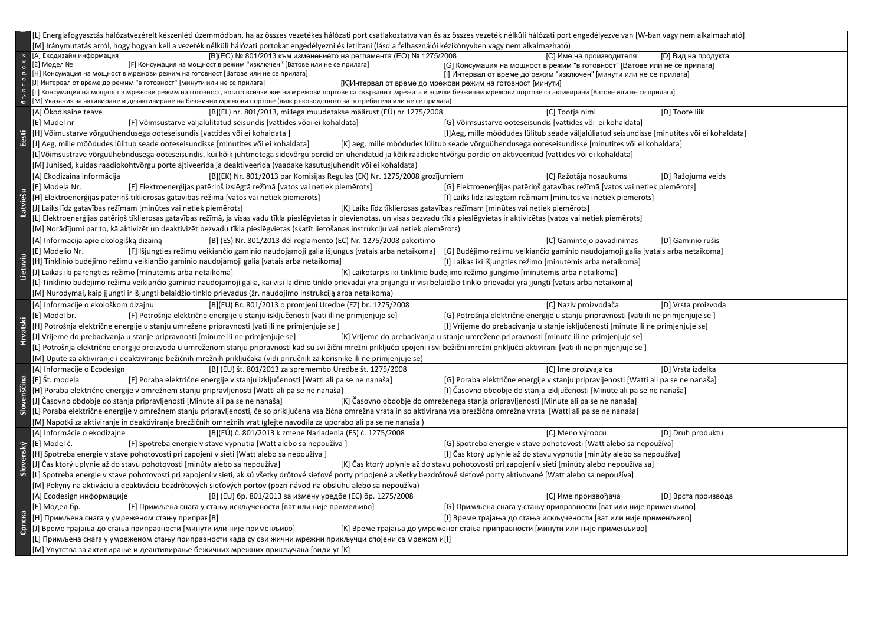[L] Energiafogyasztás hálózatvezérelt készenléti üzemmódban, ha az összes vezetékes hálózati port csatlakoztatva van és az összes vezeték nélküli hálózati port engedélyezve van [W-ban vagy nem alkalmazható]

[M] Iránymutatás arról, hogy hogyan kell a vezeték nélküli hálózati portokat engedélyezni és letiltani (lásd a felhasználói kézikönyvben vagy nem alkalmazható)

## български

[A] Екодизайн информация [B](ЕС) № 801/2013 към изменението на регламента (ЕО) № 1275/2008 [C] Име на производителя [D] Вид на продукта

[E] Модел № [F] Консумация на мощност в режим "изключен" [Ватове или не се прилага] [G] Консумация на мощност в режим "в готовност" [Ватове или не се прилага]

[H] Консумация на мощност в мрежови режим на готовност [Ватове или не се прилага] [I] Интервал от време до режим "изключен" [минути или не се прилага]

[J] Интервал от време до режим "в готовност" [минути или не се прилага] [K]Интервал от време до мрежови режим на готовност [минути]

[L] Консумация на мощност в мрежови режим на готовност, когато всички жични мрежови портове са свързани с мрежата и всички безжични мрежови портове са активирани [Ватове или не се прилага]

[M] Указания за активиране и дезактивиране на безжични мрежови портове (виж ръководството за потребителя или не се прилага)

## Eesti

[A] Ökodisaine teave [B](EL) nr. 801/2013, millega muudetakse määrust (EÜ) nr 1275/2008 [C] Tootja nimi [D] Toote liik

[E] Mudel nr [F] Võimsustarve väljalülitatud seisundis [vattides või ei kohaldata] [G] Võimsustarve ooteseisundis [vattides või ei kohaldata]

[H] Võimustarve võrguühendusega ooteseisundis [vattides või ei kohaldata ] [I]Aeg, mille möödudes lülitub seade väljalülitatud seisundisse [minutites või ei kohaldata]

[J] Aeg, mille möödudes lülitub seade ooteseisundisse [minutites või ei kohaldata] [K] aeg, mille möödudes lülitub seade võrguühendusega ooteseisundisse [minutites või ei kohaldata]

[L]Võimsustarve võrguühebndusega ooteseisundis, kui kõik juhtmetega sidevõrgu pordid on ühendatud ja kõik raadiokohtvõrgu pordid on aktiveeritud [vattides või ei kohaldata]

[M] Juhised, kuidas raadiokohtvõrgu porte ajtiveerida ja deaktiveerida (vaadake kasutusjuhendit või ei kohaldata)

## Latviešu

[A] Ekodizaina informācija [B](EK) Nr. 801/2013 par Komisijas Regulas (EK) Nr. 1275/2008 grozījumiem [C] Ražotāja nosaukums [D] Ražojuma veids

[E] Modeļa Nr. [F] Elektroenerģijas patēriņš izslēgtā režīmā [vatos vai netiek piemērots] [G] Elektroenerģijas patēriņš gatavības režīmā [vatos vai netiek piemērots]

[H] Elektroenerģijas patēriņš tīklierosas gatavības režīmā [vatos vai netiek piemērots] [I] Laiks līdz izslēgtam režīmam [minūtes vai netiek piemērots]

[J] Laiks līdz gatavības režīmam [minūtes vai netiek piemērots] [K] Laiks līdz tīklierosas gatavības režīmam [minūtes vai netiek piemērots]

[L] Elektroenerģijas patēriņš tīklierosas gatavības režīmā, ja visas vadu tīkla pieslēgvietas ir pievienotas, un visas bezvadu tīkla pieslēgvietas ir aktivizētas [vatos vai netiek piemērots]

[M] Norādījumi par to, kā aktivizēt un deaktivizēt bezvadu tīkla pieslēgvietas (skatīt lietošanas instrukciju vai netiek piemērots)

## Lietuvių

[A] Informacija apie ekologišką dizainą [B] (ES) Nr. 801/2013 dėl reglamento (EC) Nr. 1275/2008 pakeitimo [C] Gamintojo pavadinimas [D] Gaminio rūšis

[E] Modelio Nr. [F] Išjungties režimu veikiančio gaminio naudojamoji galia išjungus [vatais arba netaikoma] [G] Budėjimo režimu veikiančio gaminio naudojamoji galia [vatais arba netaikoma]

[H] Tinklinio budėjimo režimu veikiančio gaminio naudojamoji galia [vatais arba netaikoma] [I] Laikas iki išjungties režimo [minutėmis arba netaikoma]

[J] Laikas iki parengties režimo [minutėmis arba netaikoma] [K] Laikotarpis iki tinklinio budėjimo režimo įjungimo [minutėmis arba netaikoma]

[L] Tinklinio budėjimo režimu veikiančio gaminio naudojamoji galia, kai visi laidinio tinklo prievadai yra prijungti ir visi belaidžio tinklo prievadai yra įjungti [vatais arba netaikoma]

[M] Nurodymai, kaip įjungti ir išjungti belaidžio tinklo prievadus (žr. naudojimo instrukciją arba netaikoma)

## Hrvatski

[A] Informacije o ekološkom dizajnu [B](EU) Br. 801/2013 o promjeni Uredbe (EZ) br. 1275/2008 [C] Naziv proizvođača [D] Vrsta proizvoda

[E] Model br. [F] Potrošnja električne energije u stanju isključenosti [vati ili ne primjenjuje se] [G] Potrošnja električne energije u stanju pripravnosti [vati ili ne primjenjuje se ]

[H] Potrošnja električne energije u stanju umrežene pripravnosti [vati ili ne primjenjuje se ] [I] Vrijeme do prebacivanja u stanje isključenosti [minute ili ne primjenjuje se]

[J] Vrijeme do prebacivanja u stanje pripravnosti [minute ili ne primjenjuje se] [K] Vrijeme do prebacivanja u stanje umrežene pripravnosti [minute ili ne primjenjuje se]

[L] Potrošnja električne energije proizvoda u umreženom stanju pripravnosti kad su svi žični mrežni priključci spojeni i svi bežični mrežni priključci aktivirani [vati ili ne primjenjuje se ]

[M] Upute za aktiviranje i deaktiviranje bežičnih mrežnih priključaka (vidi priručnik za korisnike ili ne primjenjuje se)

## Slovenščina

[A] Informacije o Ecodesign [B] (EU) št. 801/2013 za spremembo Uredbe št. 1275/2008 [C] Ime proizvajalca [D] Vrsta izdelka

[E] Št. modela [F] Poraba električne energije v stanju izključenosti [Watti ali pa se ne nanaša] [G] Poraba električne energije v stanju pripravljenosti [Watti ali pa se ne nanaša]

[H] Poraba električne energije v omrežnem stanju pripravljenosti [Watti ali pa se ne nanaša] [I] Časovno obdobje do stanja izključenosti [Minute ali pa se ne nanaša]

[J] Časovno obdobje do stanja pripravljenosti [Minute ali pa se ne nanaša] [K] Časovno obdobje do omreženega stanja pripravljenosti [Minute ali pa se ne nanaša]

[L] Poraba električne energije v omrežnem stanju pripravljenosti, če so priključena vsa žična omrežna vrata in so aktivirana vsa brezžična omrežna vrata [Watti ali pa se ne nanaša]

[M] Napotki za aktiviranje in deaktiviranje brezžičnih omrežnih vrat (glejte navodila za uporabo ali pa se ne nanaša )

## Slovenský

[A] Informácie o ekodizajne [B](EÚ) č. 801/2013 k zmene Nariadenia (ES) č. 1275/2008 [C] Meno výrobcu [D] Druh produktu

[E] Model č. [F] Spotreba energie v stave vypnutia [Watt alebo sa nepoužíva ] [G] Spotreba energie v stave pohotovosti [Watt alebo sa nepoužíva]

[H] Spotreba energie v stave pohotovosti pri zapojení v sieti [Watt alebo sa používa ] [I] Čas ktorý uplynie až do stavu vypnutia [minúty alebo sa nepoužíva]

[J] Čas ktorý uplynie až do stavu pohotovosti [minúty alebo sa nepoužíva] [K] Čas ktorý uplynie až do stavu pohotovosti pri zapojení v sieti [minúty alebo nepoužíva sa]

[L] Spotreba energie v stave pohotovosti pri zapojení v sieti, ak sú všetky drôtové sieťové porty pripojené a všetky bezdrôtové sieťové porty aktivované [Watt alebo sa nepoužíva]

[M] Pokyny na aktiváciu a deaktiváciu bezdrôtových sieťových portov (pozri návod na obsluhu alebo sa nepoužíva)

## Српска

[A] Ecodesign информације [B] (EU) бр. 801/2013 за измену уредбе (EC) бр. 1275/2008 [C] Име произвођача [D] Врста производа

[E] Модел бр. [F] Примљена снага у стању искључености [ват или није примељиво] [G] Примљена снага у стању приправности [ват или није примељиво]

[H] Примљена снага у умреженом стању приправ[B] [I] Време трајања до стања искључености [ват или није примељиво]

[J] Време трајања до стања приправности [минути или није примењљиво] [K] Време трајања до умреженог стања приправности [минути или није примењљиво]

[L] Примљена снага у умреженом стању приправности када су сви жични мрежни прикључци спојени са мрежом и [I]

[M] Упутства за активирање и деактивирање бежичних мрежних прикључака [види уг[K]